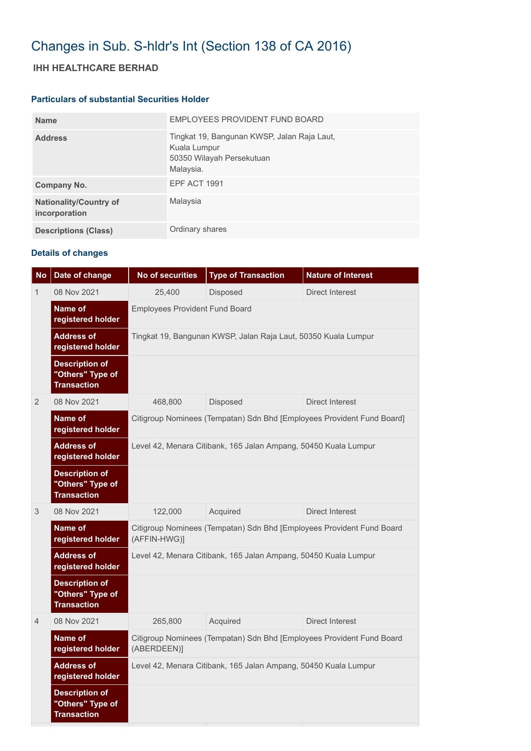# Changes in Sub. S-hldr's Int (Section 138 of CA 2016)

## IHH HEALTHCARE BERHAD

### Particulars of substantial Securities Holder

| | |
|---|---|
| **Name** | EMPLOYEES PROVIDENT FUND BOARD |
| **Address** | Tingkat 19, Bangunan KWSP, Jalan Raja Laut,<br>Kuala Lumpur<br>50350 Wilayah Persekutuan<br>Malaysia. |
| **Company No.** | EPF ACT 1991 |
| **Nationality/Country of incorporation** | Malaysia |
| **Descriptions (Class)** | Ordinary shares |

### Details of changes

| No | Date of change | No of securities | Type of Transaction | Nature of Interest |
|---|---|---|---|---|
| 1 | 08 Nov 2021 | 25,400 | Disposed | Direct Interest |
| | **Name of registered holder** | Employees Provident Fund Board | | |
| | **Address of registered holder** | Tingkat 19, Bangunan KWSP, Jalan Raja Laut, 50350 Kuala Lumpur | | |
| | **Description of "Others" Type of Transaction** | | | |
| 2 | 08 Nov 2021 | 468,800 | Disposed | Direct Interest |
| | **Name of registered holder** | Citigroup Nominees (Tempatan) Sdn Bhd [Employees Provident Fund Board] | | |
| | **Address of registered holder** | Level 42, Menara Citibank, 165 Jalan Ampang, 50450 Kuala Lumpur | | |
| | **Description of "Others" Type of Transaction** | | | |
| 3 | 08 Nov 2021 | 122,000 | Acquired | Direct Interest |
| | **Name of registered holder** | Citigroup Nominees (Tempatan) Sdn Bhd [Employees Provident Fund Board (AFFIN-HWG)] | | |
| | **Address of registered holder** | Level 42, Menara Citibank, 165 Jalan Ampang, 50450 Kuala Lumpur | | |
| | **Description of "Others" Type of Transaction** | | | |
| 4 | 08 Nov 2021 | 265,800 | Acquired | Direct Interest |
| | **Name of registered holder** | Citigroup Nominees (Tempatan) Sdn Bhd [Employees Provident Fund Board (ABERDEEN)] | | |
| | **Address of registered holder** | Level 42, Menara Citibank, 165 Jalan Ampang, 50450 Kuala Lumpur | | |
| | **Description of "Others" Type of Transaction** | | | |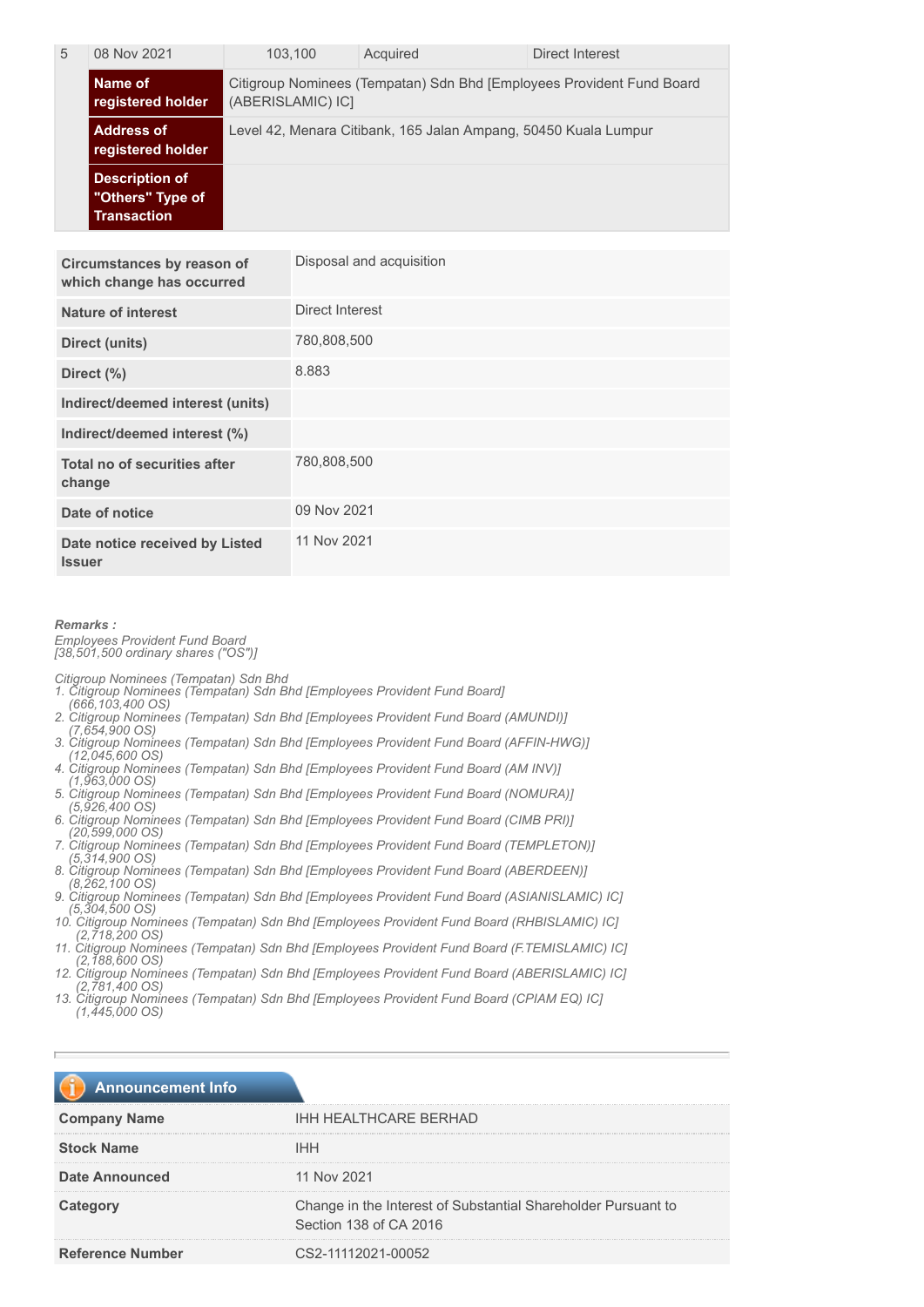| | | | | |
|---|---|---|---|---|
| 5 | 08 Nov 2021 | 103,100 | Acquired | Direct Interest |
| | **Name of registered holder** | Citigroup Nominees (Tempatan) Sdn Bhd [Employees Provident Fund Board (ABERISLAMIC) IC] | | |
| | **Address of registered holder** | Level 42, Menara Citibank, 165 Jalan Ampang, 50450 Kuala Lumpur | | |
| | **Description of "Others" Type of Transaction** | | | |

| | |
|---|---|
| **Circumstances by reason of which change has occurred** | Disposal and acquisition |
| **Nature of interest** | Direct Interest |
| **Direct (units)** | 780,808,500 |
| **Direct (%)** | 8.883 |
| **Indirect/deemed interest (units)** | |
| **Indirect/deemed interest (%)** | |
| **Total no of securities after change** | 780,808,500 |
| **Date of notice** | 09 Nov 2021 |
| **Date notice received by Listed Issuer** | 11 Nov 2021 |

***Remarks :***

*Employees Provident Fund Board*
*[38,501,500 ordinary shares ("OS")]*

*Citigroup Nominees (Tempatan) Sdn Bhd*
1. *Citigroup Nominees (Tempatan) Sdn Bhd [Employees Provident Fund Board] (666,103,400 OS)*
2. *Citigroup Nominees (Tempatan) Sdn Bhd [Employees Provident Fund Board (AMUNDI)] (7,654,900 OS)*
3. *Citigroup Nominees (Tempatan) Sdn Bhd [Employees Provident Fund Board (AFFIN-HWG)] (12,045,600 OS)*
4. *Citigroup Nominees (Tempatan) Sdn Bhd [Employees Provident Fund Board (AM INV)] (1,963,000 OS)*
5. *Citigroup Nominees (Tempatan) Sdn Bhd [Employees Provident Fund Board (NOMURA)] (5,926,400 OS)*
6. *Citigroup Nominees (Tempatan) Sdn Bhd [Employees Provident Fund Board (CIMB PRI)] (20,599,000 OS)*
7. *Citigroup Nominees (Tempatan) Sdn Bhd [Employees Provident Fund Board (TEMPLETON)] (5,314,900 OS)*
8. *Citigroup Nominees (Tempatan) Sdn Bhd [Employees Provident Fund Board (ABERDEEN)] (8,262,100 OS)*
9. *Citigroup Nominees (Tempatan) Sdn Bhd [Employees Provident Fund Board (ASIANISLAMIC) IC] (5,304,500 OS)*
10. *Citigroup Nominees (Tempatan) Sdn Bhd [Employees Provident Fund Board (RHBISLAMIC) IC] (2,718,200 OS)*
11. *Citigroup Nominees (Tempatan) Sdn Bhd [Employees Provident Fund Board (F.TEMISLAMIC) IC] (2,188,600 OS)*
12. *Citigroup Nominees (Tempatan) Sdn Bhd [Employees Provident Fund Board (ABERISLAMIC) IC] (2,781,400 OS)*
13. *Citigroup Nominees (Tempatan) Sdn Bhd [Employees Provident Fund Board (CPIAM EQ) IC] (1,445,000 OS)*

## Announcement Info

| | |
|---|---|
| **Company Name** | IHH HEALTHCARE BERHAD |
| **Stock Name** | IHH |
| **Date Announced** | 11 Nov 2021 |
| **Category** | Change in the Interest of Substantial Shareholder Pursuant to Section 138 of CA 2016 |
| **Reference Number** | CS2-11112021-00052 |